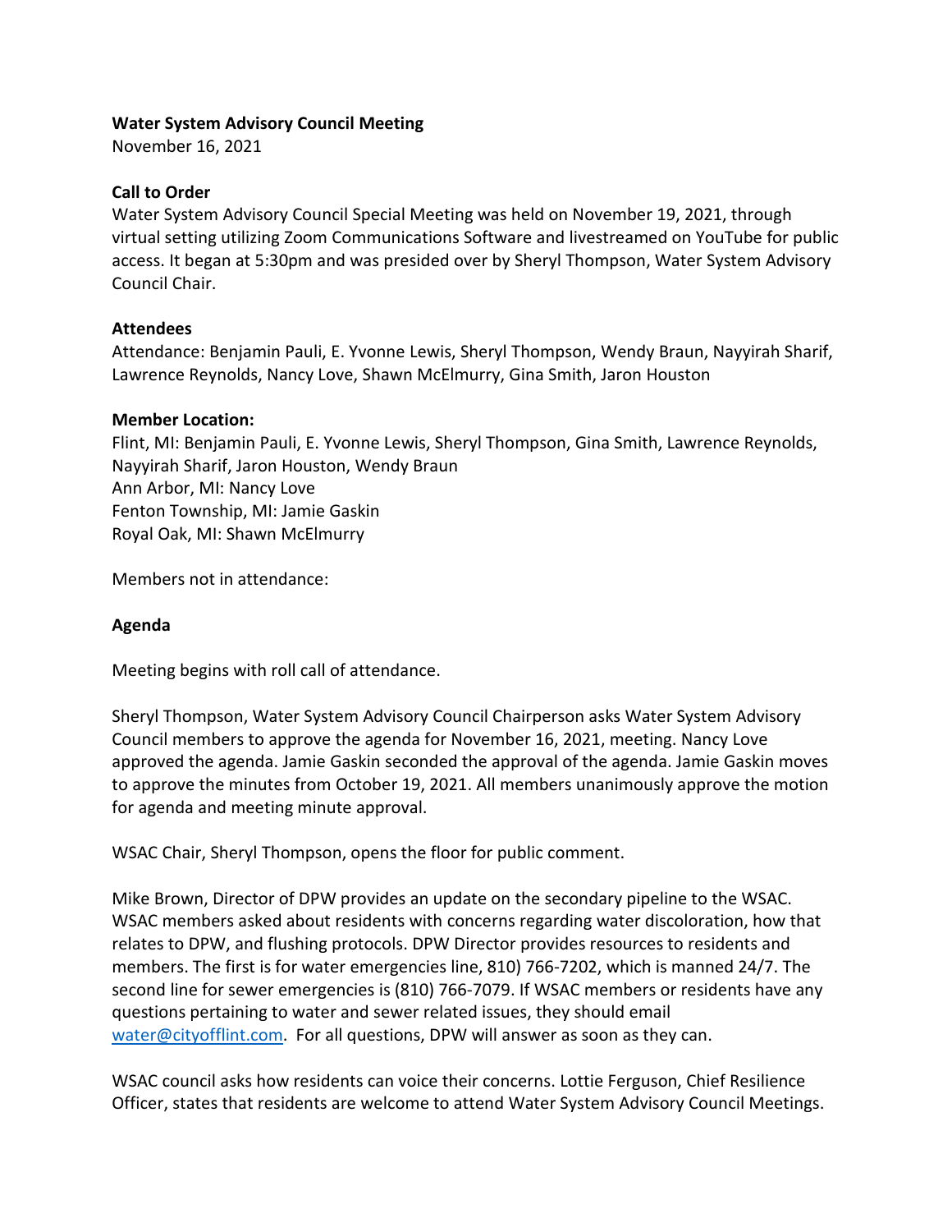**Water System Advisory Council Meeting**
November 16, 2021

**Call to Order**
Water System Advisory Council Special Meeting was held on November 19, 2021, through virtual setting utilizing Zoom Communications Software and livestreamed on YouTube for public access. It began at 5:30pm and was presided over by Sheryl Thompson, Water System Advisory Council Chair.

**Attendees**
Attendance: Benjamin Pauli, E. Yvonne Lewis, Sheryl Thompson, Wendy Braun, Nayyirah Sharif, Lawrence Reynolds, Nancy Love, Shawn McElmurry, Gina Smith, Jaron Houston

**Member Location:**
Flint, MI: Benjamin Pauli, E. Yvonne Lewis, Sheryl Thompson, Gina Smith, Lawrence Reynolds, Nayyirah Sharif, Jaron Houston, Wendy Braun
Ann Arbor, MI: Nancy Love
Fenton Township, MI: Jamie Gaskin
Royal Oak, MI: Shawn McElmurry

Members not in attendance:

**Agenda**

Meeting begins with roll call of attendance.

Sheryl Thompson, Water System Advisory Council Chairperson asks Water System Advisory Council members to approve the agenda for November 16, 2021, meeting. Nancy Love approved the agenda. Jamie Gaskin seconded the approval of the agenda. Jamie Gaskin moves to approve the minutes from October 19, 2021. All members unanimously approve the motion for agenda and meeting minute approval.

WSAC Chair, Sheryl Thompson, opens the floor for public comment.

Mike Brown, Director of DPW provides an update on the secondary pipeline to the WSAC. WSAC members asked about residents with concerns regarding water discoloration, how that relates to DPW, and flushing protocols. DPW Director provides resources to residents and members. The first is for water emergencies line, 810) 766-7202, which is manned 24/7. The second line for sewer emergencies is (810) 766-7079. If WSAC members or residents have any questions pertaining to water and sewer related issues, they should email water@cityofflint.com. For all questions, DPW will answer as soon as they can.

WSAC council asks how residents can voice their concerns. Lottie Ferguson, Chief Resilience Officer, states that residents are welcome to attend Water System Advisory Council Meetings.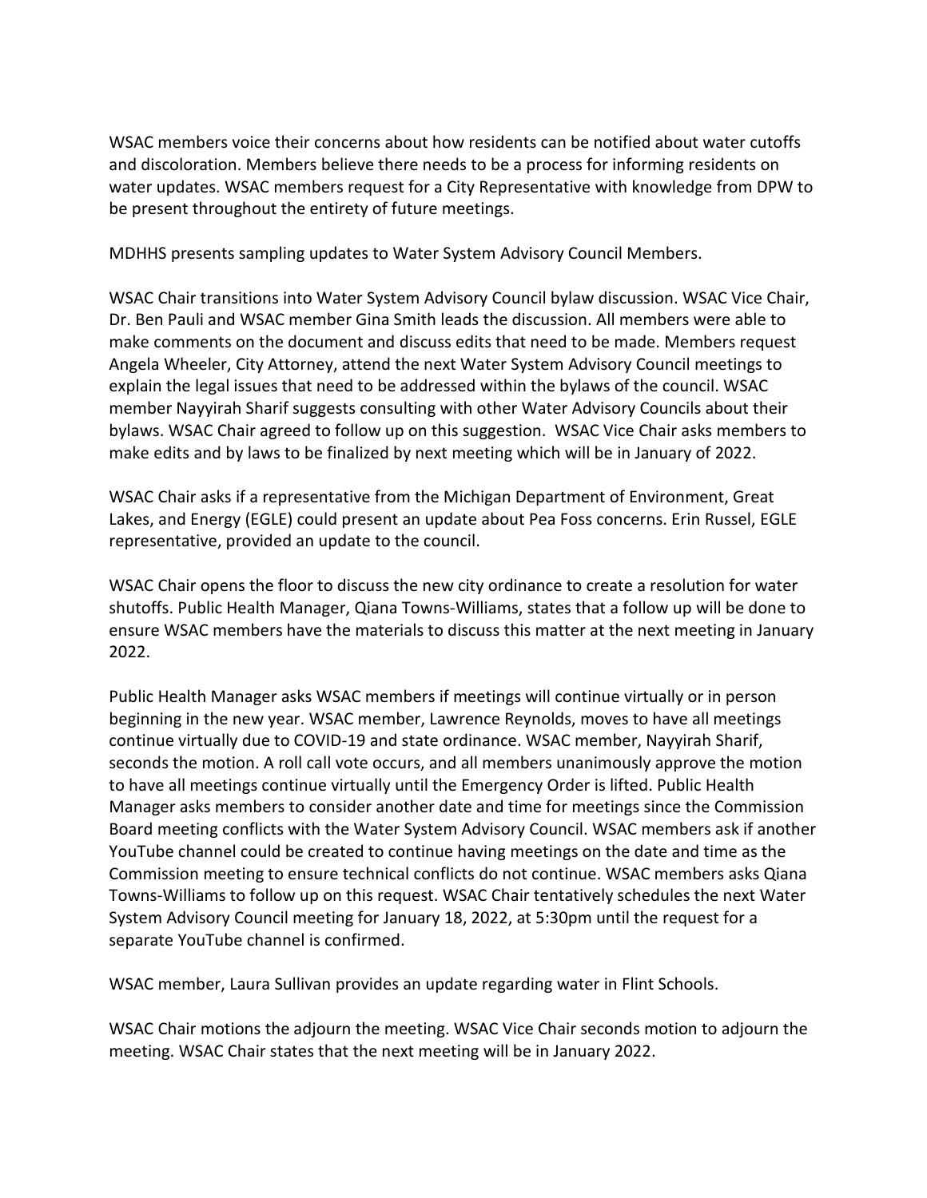WSAC members voice their concerns about how residents can be notified about water cutoffs and discoloration. Members believe there needs to be a process for informing residents on water updates. WSAC members request for a City Representative with knowledge from DPW to be present throughout the entirety of future meetings.

MDHHS presents sampling updates to Water System Advisory Council Members.

WSAC Chair transitions into Water System Advisory Council bylaw discussion. WSAC Vice Chair, Dr. Ben Pauli and WSAC member Gina Smith leads the discussion. All members were able to make comments on the document and discuss edits that need to be made. Members request Angela Wheeler, City Attorney, attend the next Water System Advisory Council meetings to explain the legal issues that need to be addressed within the bylaws of the council. WSAC member Nayyirah Sharif suggests consulting with other Water Advisory Councils about their bylaws. WSAC Chair agreed to follow up on this suggestion. WSAC Vice Chair asks members to make edits and by laws to be finalized by next meeting which will be in January of 2022.

WSAC Chair asks if a representative from the Michigan Department of Environment, Great Lakes, and Energy (EGLE) could present an update about Pea Foss concerns. Erin Russel, EGLE representative, provided an update to the council.

WSAC Chair opens the floor to discuss the new city ordinance to create a resolution for water shutoffs. Public Health Manager, Qiana Towns-Williams, states that a follow up will be done to ensure WSAC members have the materials to discuss this matter at the next meeting in January 2022.

Public Health Manager asks WSAC members if meetings will continue virtually or in person beginning in the new year. WSAC member, Lawrence Reynolds, moves to have all meetings continue virtually due to COVID-19 and state ordinance. WSAC member, Nayyirah Sharif, seconds the motion. A roll call vote occurs, and all members unanimously approve the motion to have all meetings continue virtually until the Emergency Order is lifted. Public Health Manager asks members to consider another date and time for meetings since the Commission Board meeting conflicts with the Water System Advisory Council. WSAC members ask if another YouTube channel could be created to continue having meetings on the date and time as the Commission meeting to ensure technical conflicts do not continue. WSAC members asks Qiana Towns-Williams to follow up on this request. WSAC Chair tentatively schedules the next Water System Advisory Council meeting for January 18, 2022, at 5:30pm until the request for a separate YouTube channel is confirmed.

WSAC member, Laura Sullivan provides an update regarding water in Flint Schools.

WSAC Chair motions the adjourn the meeting. WSAC Vice Chair seconds motion to adjourn the meeting. WSAC Chair states that the next meeting will be in January 2022.